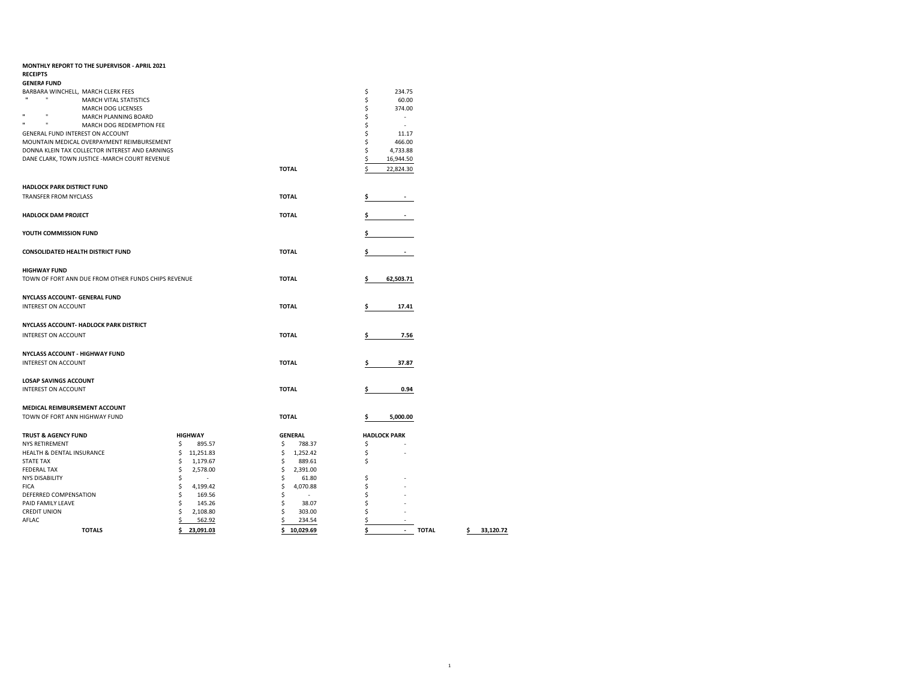**MONTHLY REPORT TO THE SUPERVISOR - APRIL 2021**

**RECEIPTS**

**GENERAL FUND**

| | | |
|---|---|---|
| BARBARA WINCHELL, MARCH CLERK FEES | | $ 234.75 |
| " " MARCH VITAL STATISTICS | | $ 60.00 |
| MARCH DOG LICENSES | | $ 374.00 |
| " " MARCH PLANNING BOARD | | $ - |
| " " MARCH DOG REDEMPTION FEE | | $ - |
| GENERAL FUND INTEREST ON ACCOUNT | | $ 11.17 |
| MOUNTAIN MEDICAL OVERPAYMENT REIMBURSEMENT | | $ 466.00 |
| DONNA KLEIN TAX COLLECTOR INTEREST AND EARNINGS | | $ 4,733.88 |
| DANE CLARK, TOWN JUSTICE -MARCH COURT REVENUE | | $ 16,944.50 |
| | **TOTAL** | $ 22,824.30 |

**HADLOCK PARK DISTRICT FUND**

| | | |
|---|---|---|
| TRANSFER FROM NYCLASS | **TOTAL** | **$ -** |

**HADLOCK DAM PROJECT**

| | | |
|---|---|---|
| | **TOTAL** | **$ -** |

**YOUTH COMMISSION FUND**

| | | |
|---|---|---|
| | | **$** |

**CONSOLIDATED HEALTH DISTRICT FUND**

| | | |
|---|---|---|
| | **TOTAL** | **$ -** |

**HIGHWAY FUND**

| | | |
|---|---|---|
| TOWN OF FORT ANN DUE FROM OTHER FUNDS CHIPS REVENUE | **TOTAL** | **$ 62,503.71** |

**NYCLASS ACCOUNT- GENERAL FUND**

| | | |
|---|---|---|
| INTEREST ON ACCOUNT | **TOTAL** | **$ 17.41** |

**NYCLASS ACCOUNT- HADLOCK PARK DISTRICT**

| | | |
|---|---|---|
| INTEREST ON ACCOUNT | **TOTAL** | **$ 7.56** |

**NYCLASS ACCOUNT - HIGHWAY FUND**

| | | |
|---|---|---|
| INTEREST ON ACCOUNT | **TOTAL** | **$ 37.87** |

**LOSAP SAVINGS ACCOUNT**

| | | |
|---|---|---|
| INTEREST ON ACCOUNT | **TOTAL** | **$ 0.94** |

**MEDICAL REIMBURSEMENT ACCOUNT**

| | | |
|---|---|---|
| TOWN OF FORT ANN HIGHWAY FUND | **TOTAL** | **$ 5,000.00** |

| **TRUST & AGENCY FUND** | **HIGHWAY** | **GENERAL** | **HADLOCK PARK** | | |
|---|---|---|---|---|---|
| NYS RETIREMENT | $ 895.57 | $ 788.37 | $ - | | |
| HEALTH & DENTAL INSURANCE | $ 11,251.83 | $ 1,252.42 | $ - | | |
| STATE TAX | $ 1,179.67 | $ 889.61 | $ | | |
| FEDERAL TAX | $ 2,578.00 | $ 2,391.00 | | | |
| NYS DISABILITY | $ - | $ 61.80 | $ - | | |
| FICA | $ 4,199.42 | $ 4,070.88 | $ - | | |
| DEFERRED COMPENSATION | $ 169.56 | $ - | $ - | | |
| PAID FAMILY LEAVE | $ 145.26 | $ 38.07 | $ - | | |
| CREDIT UNION | $ 2,108.80 | $ 303.00 | $ - | | |
| AFLAC | $ 562.92 | $ 234.54 | $ - | | |
| **TOTALS** | **$ 23,091.03** | **$ 10,029.69** | **$ -** | **TOTAL** | **$ 33,120.72** |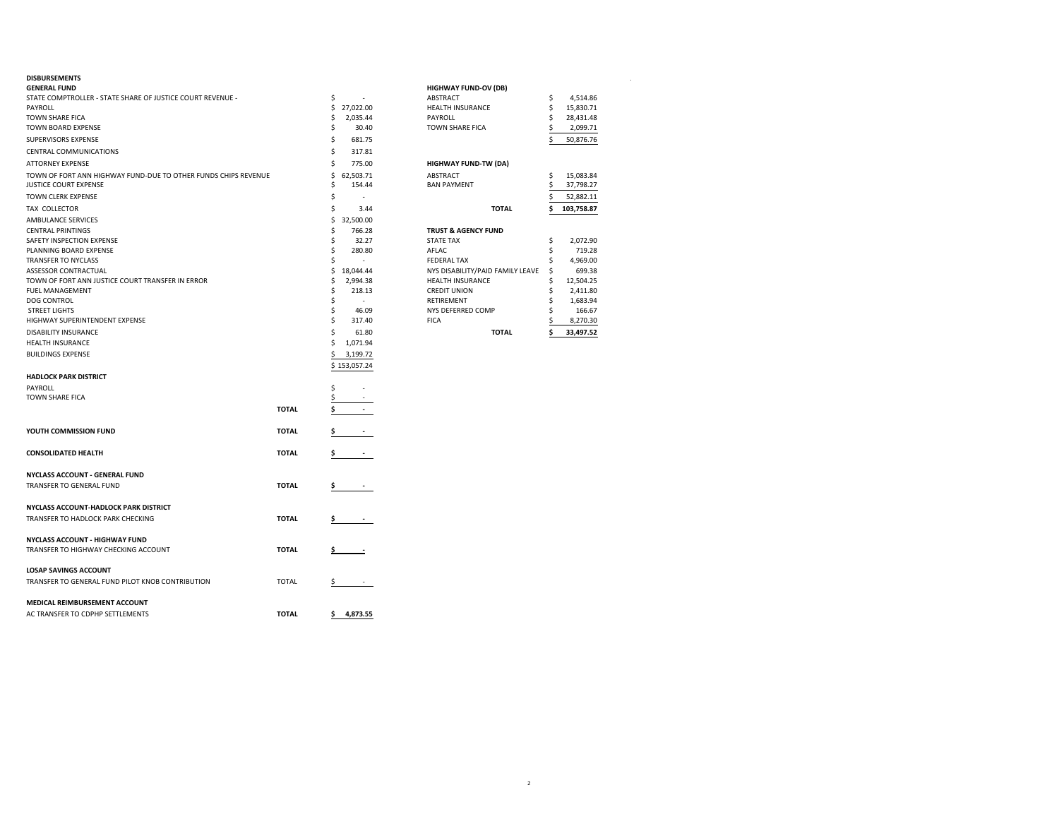# DISBURSEMENTS

## GENERAL FUND

| Item | | Amount |
|---|---|---|
| STATE COMPTROLLER - STATE SHARE OF JUSTICE COURT REVENUE - | | $ - |
| PAYROLL | | $ 27,022.00 |
| TOWN SHARE FICA | | $ 2,035.44 |
| TOWN BOARD EXPENSE | | $ 30.40 |
| SUPERVISORS EXPENSE | | $ 681.75 |
| CENTRAL COMMUNICATIONS | | $ 317.81 |
| ATTORNEY EXPENSE | | $ 775.00 |
| TOWN OF FORT ANN HIGHWAY FUND-DUE TO OTHER FUNDS CHIPS REVENUE | | $ 62,503.71 |
| JUSTICE COURT EXPENSE | | $ 154.44 |
| TOWN CLERK EXPENSE | | $ - |
| TAX COLLECTOR | | $ 3.44 |
| AMBULANCE SERVICES | | $ 32,500.00 |
| CENTRAL PRINTINGS | | $ 766.28 |
| SAFETY INSPECTION EXPENSE | | $ 32.27 |
| PLANNING BOARD EXPENSE | | $ 280.80 |
| TRANSFER TO NYCLASS | | $ - |
| ASSESSOR CONTRACTUAL | | $ 18,044.44 |
| TOWN OF FORT ANN JUSTICE COURT TRANSFER IN ERROR | | $ 2,994.38 |
| FUEL MANAGEMENT | | $ 218.13 |
| DOG CONTROL | | $ - |
| STREET LIGHTS | | $ 46.09 |
| HIGHWAY SUPERINTENDENT EXPENSE | | $ 317.40 |
| DISABILITY INSURANCE | | $ 61.80 |
| HEALTH INSURANCE | | $ 1,071.94 |
| BUILDINGS EXPENSE | | $ 3,199.72 |
| | | $ 153,057.24 |
| **HADLOCK PARK DISTRICT** | | |
| PAYROLL | | $ - |
| TOWN SHARE FICA | | $ - |
| | **TOTAL** | $ - |
| **YOUTH COMMISSION FUND** | **TOTAL** | **$ -** |
| **CONSOLIDATED HEALTH** | **TOTAL** | **$ -** |
| **NYCLASS ACCOUNT - GENERAL FUND** | | |
| TRANSFER TO GENERAL FUND | **TOTAL** | **$ -** |
| **NYCLASS ACCOUNT-HADLOCK PARK DISTRICT** | | |
| TRANSFER TO HADLOCK PARK CHECKING | **TOTAL** | **$ -** |
| **NYCLASS ACCOUNT - HIGHWAY FUND** | | |
| TRANSFER TO HIGHWAY CHECKING ACCOUNT | **TOTAL** | **$ -** |
| **LOSAP SAVINGS ACCOUNT** | | |
| TRANSFER TO GENERAL FUND PILOT KNOB CONTRIBUTION | TOTAL | $ - |
| **MEDICAL REIMBURSEMENT ACCOUNT** | | |
| AC TRANSFER TO CDPHP SETTLEMENTS | **TOTAL** | **$ 4,873.55** |

## HIGHWAY FUND-OV (DB)

| Item | Amount |
|---|---|
| ABSTRACT | $ 4,514.86 |
| HEALTH INSURANCE | $ 15,830.71 |
| PAYROLL | $ 28,431.48 |
| TOWN SHARE FICA | $ 2,099.71 |
| | $ 50,876.76 |

## HIGHWAY FUND-TW (DA)

| Item | Amount |
|---|---|
| ABSTRACT | $ 15,083.84 |
| BAN PAYMENT | $ 37,798.27 |
| | $ 52,882.11 |
| **TOTAL** | **$ 103,758.87** |

## TRUST & AGENCY FUND

| Item | Amount |
|---|---|
| STATE TAX | $ 2,072.90 |
| AFLAC | $ 719.28 |
| FEDERAL TAX | $ 4,969.00 |
| NYS DISABILITY/PAID FAMILY LEAVE | $ 699.38 |
| HEALTH INSURANCE | $ 12,504.25 |
| CREDIT UNION | $ 2,411.80 |
| RETIREMENT | $ 1,683.94 |
| NYS DEFERRED COMP | $ 166.67 |
| FICA | $ 8,270.30 |
| **TOTAL** | **$ 33,497.52** |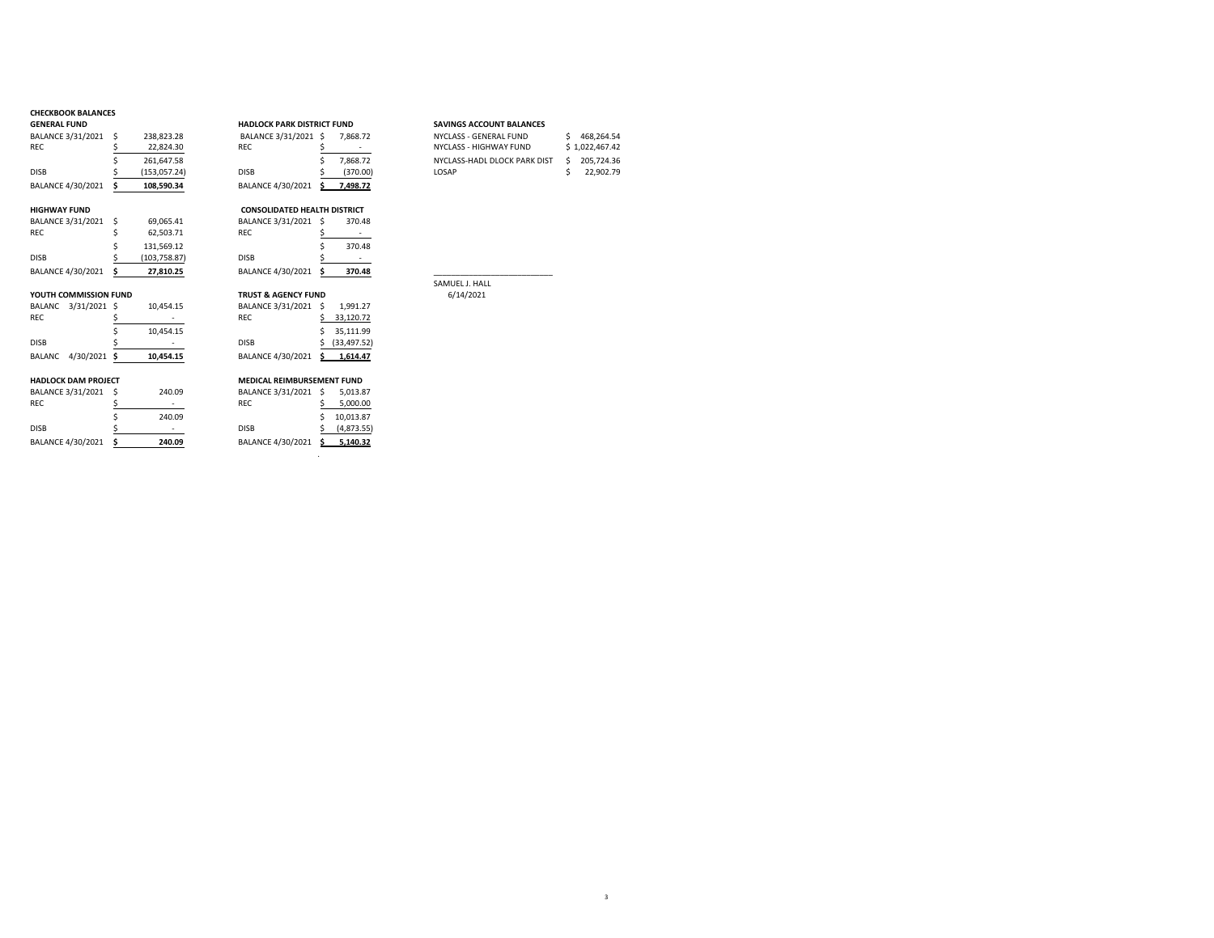**CHECKBOOK BALANCES**

**GENERAL FUND**

| | | |
|---|---|---|
| BALANCE 3/31/2021 | $ | 238,823.28 |
| REC | $ | 22,824.30 |
| | $ | 261,647.58 |
| DISB | $ | (153,057.24) |
| BALANCE 4/30/2021 | **$** | **108,590.34** |

**HIGHWAY FUND**

| | | |
|---|---|---|
| BALANCE 3/31/2021 | $ | 69,065.41 |
| REC | $ | 62,503.71 |
| | $ | 131,569.12 |
| DISB | $ | (103,758.87) |
| BALANCE 4/30/2021 | **$** | **27,810.25** |

**YOUTH COMMISSION FUND**

| | | |
|---|---|---|
| BALANC 3/31/2021 | $ | 10,454.15 |
| REC | $ | - |
| | $ | 10,454.15 |
| DISB | $ | - |
| BALANC 4/30/2021 | **$** | **10,454.15** |

**HADLOCK DAM PROJECT**

| | | |
|---|---|---|
| BALANCE 3/31/2021 | $ | 240.09 |
| REC | $ | - |
| | $ | 240.09 |
| DISB | $ | - |
| BALANCE 4/30/2021 | **$** | **240.09** |

**HADLOCK PARK DISTRICT FUND**

| | | |
|---|---|---|
| BALANCE 3/31/2021 | $ | 7,868.72 |
| REC | $ | - |
| | $ | 7,868.72 |
| DISB | $ | (370.00) |
| BALANCE 4/30/2021 | **$** | **7,498.72** |

**CONSOLIDATED HEALTH DISTRICT**

| | | |
|---|---|---|
| BALANCE 3/31/2021 | $ | 370.48 |
| REC | $ | - |
| | $ | 370.48 |
| DISB | $ | - |
| BALANCE 4/30/2021 | **$** | **370.48** |

**TRUST & AGENCY FUND**

| | | |
|---|---|---|
| BALANCE 3/31/2021 | $ | 1,991.27 |
| REC | $ | 33,120.72 |
| | $ | 35,111.99 |
| DISB | $ | (33,497.52) |
| BALANCE 4/30/2021 | **$** | **1,614.47** |

**MEDICAL REIMBURSEMENT FUND**

| | | |
|---|---|---|
| BALANCE 3/31/2021 | $ | 5,013.87 |
| REC | $ | 5,000.00 |
| | $ | 10,013.87 |
| DISB | $ | (4,873.55) |
| BALANCE 4/30/2021 | **$** | **5,140.32** |

**SAVINGS ACCOUNT BALANCES**

| | | |
|---|---|---|
| NYCLASS - GENERAL FUND | $ | 468,264.54 |
| NYCLASS - HIGHWAY FUND | $ | 1,022,467.42 |
| NYCLASS-HADL DLOCK PARK DIST | $ | 205,724.36 |
| LOSAP | $ | 22,902.79 |

___________________________

SAMUEL J. HALL
6/14/2021